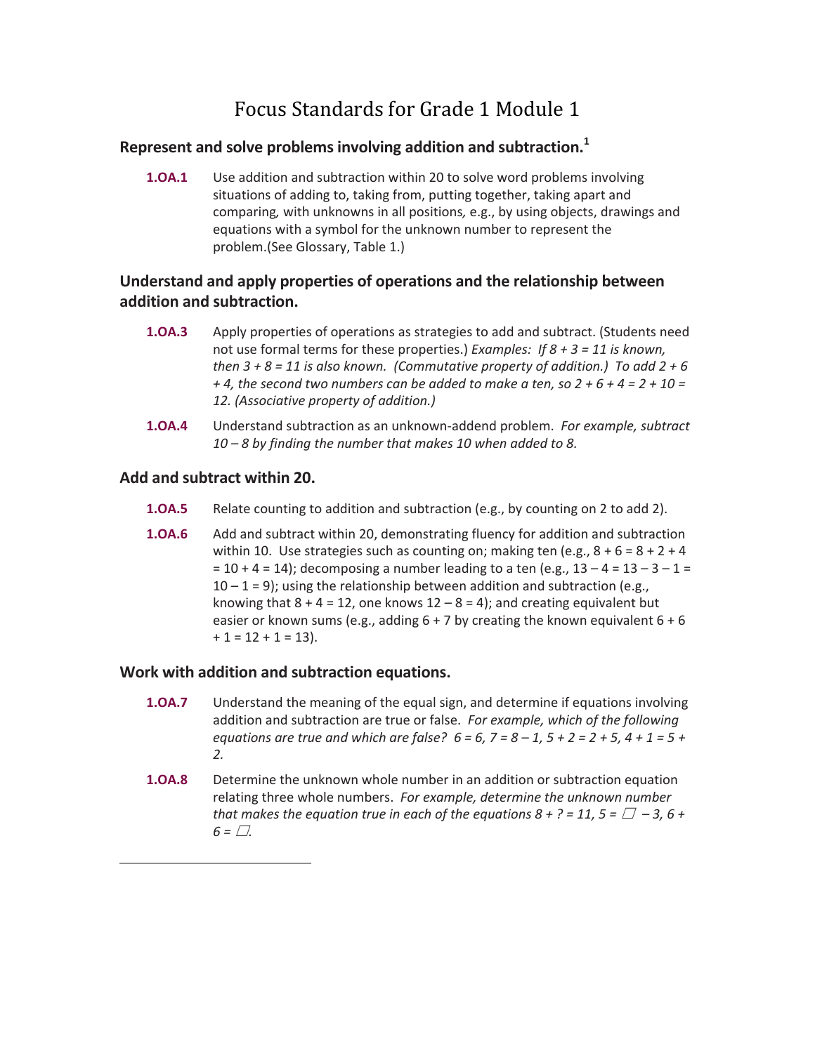# Focus Standards for Grade 1 Module 1

### Represent and solve problems involving addition and subtraction.[1]

**1.OA.1** Use addition and subtraction within 20 to solve word problems involving situations of adding to, taking from, putting together, taking apart and comparing, with unknowns in all positions, e.g., by using objects, drawings and equations with a symbol for the unknown number to represent the problem.(See Glossary, Table 1.)

### Understand and apply properties of operations and the relationship between addition and subtraction.

**1.OA.3** Apply properties of operations as strategies to add and subtract. (Students need not use formal terms for these properties.) *Examples: If $8 + 3 = 11$ is known, then $3 + 8 = 11$ is also known. (Commutative property of addition.) To add $2 + 6 + 4$, the second two numbers can be added to make a ten, so $2 + 6 + 4 = 2 + 10 = 12$. (Associative property of addition.)*

**1.OA.4** Understand subtraction as an unknown-addend problem. *For example, subtract $10 – 8$ by finding the number that makes 10 when added to 8.*

### Add and subtract within 20.

**1.OA.5** Relate counting to addition and subtraction (e.g., by counting on 2 to add 2).

**1.OA.6** Add and subtract within 20, demonstrating fluency for addition and subtraction within 10. Use strategies such as counting on; making ten (e.g., $8 + 6 = 8 + 2 + 4 = 10 + 4 = 14$); decomposing a number leading to a ten (e.g., $13 – 4 = 13 – 3 – 1 = 10 – 1 = 9$); using the relationship between addition and subtraction (e.g., knowing that $8 + 4 = 12$, one knows $12 – 8 = 4$); and creating equivalent but easier or known sums (e.g., adding $6 + 7$ by creating the known equivalent $6 + 6 + 1 = 12 + 1 = 13$).

### Work with addition and subtraction equations.

**1.OA.7** Understand the meaning of the equal sign, and determine if equations involving addition and subtraction are true or false. *For example, which of the following equations are true and which are false? $6 = 6$, $7 = 8 – 1$, $5 + 2 = 2 + 5$, $4 + 1 = 5 + 2$.*

**1.OA.8** Determine the unknown whole number in an addition or subtraction equation relating three whole numbers. *For example, determine the unknown number that makes the equation true in each of the equations $8 + ? = 11$, $5 = \square – 3$, $6 + 6 = \square$.*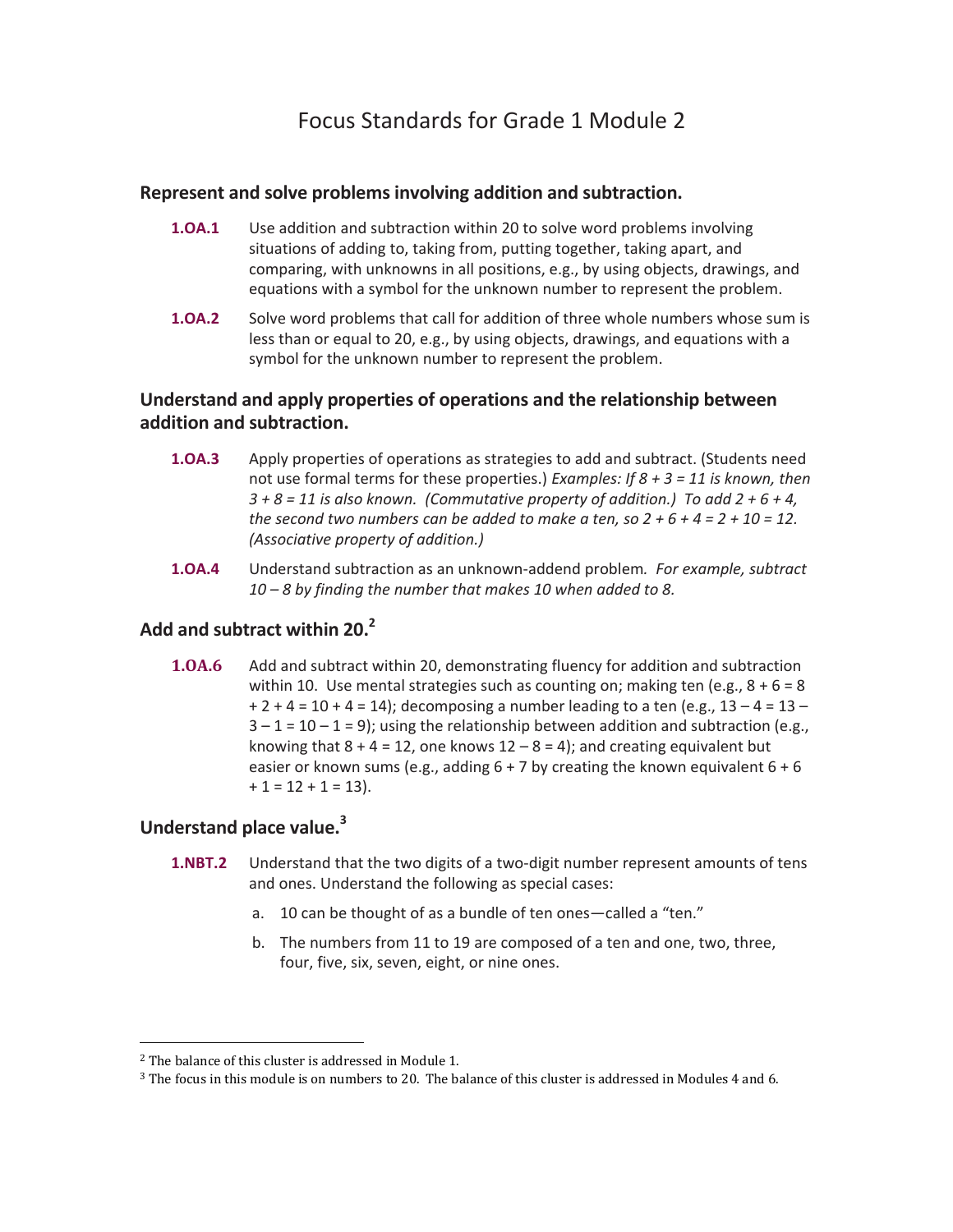# Focus Standards for Grade 1 Module 2

## Represent and solve problems involving addition and subtraction.

**1.OA.1** Use addition and subtraction within 20 to solve word problems involving situations of adding to, taking from, putting together, taking apart, and comparing, with unknowns in all positions, e.g., by using objects, drawings, and equations with a symbol for the unknown number to represent the problem.

**1.OA.2** Solve word problems that call for addition of three whole numbers whose sum is less than or equal to 20, e.g., by using objects, drawings, and equations with a symbol for the unknown number to represent the problem.

## Understand and apply properties of operations and the relationship between addition and subtraction.

**1.OA.3** Apply properties of operations as strategies to add and subtract. (Students need not use formal terms for these properties.) *Examples: If 8 + 3 = 11 is known, then 3 + 8 = 11 is also known. (Commutative property of addition.) To add 2 + 6 + 4, the second two numbers can be added to make a ten, so 2 + 6 + 4 = 2 + 10 = 12. (Associative property of addition.)*

**1.OA.4** Understand subtraction as an unknown-addend problem. *For example, subtract 10 – 8 by finding the number that makes 10 when added to 8.*

## Add and subtract within 20.[2]

**1.OA.6** Add and subtract within 20, demonstrating fluency for addition and subtraction within 10. Use mental strategies such as counting on; making ten (e.g., 8 + 6 = 8 + 2 + 4 = 10 + 4 = 14); decomposing a number leading to a ten (e.g., 13 – 4 = 13 – 3 – 1 = 10 – 1 = 9); using the relationship between addition and subtraction (e.g., knowing that 8 + 4 = 12, one knows 12 – 8 = 4); and creating equivalent but easier or known sums (e.g., adding 6 + 7 by creating the known equivalent 6 + 6 + 1 = 12 + 1 = 13).

## Understand place value.[3]

**1.NBT.2** Understand that the two digits of a two-digit number represent amounts of tens and ones. Understand the following as special cases:

a. 10 can be thought of as a bundle of ten ones—called a "ten."

b. The numbers from 11 to 19 are composed of a ten and one, two, three, four, five, six, seven, eight, or nine ones.

---

[2] The balance of this cluster is addressed in Module 1.

[3] The focus in this module is on numbers to 20. The balance of this cluster is addressed in Modules 4 and 6.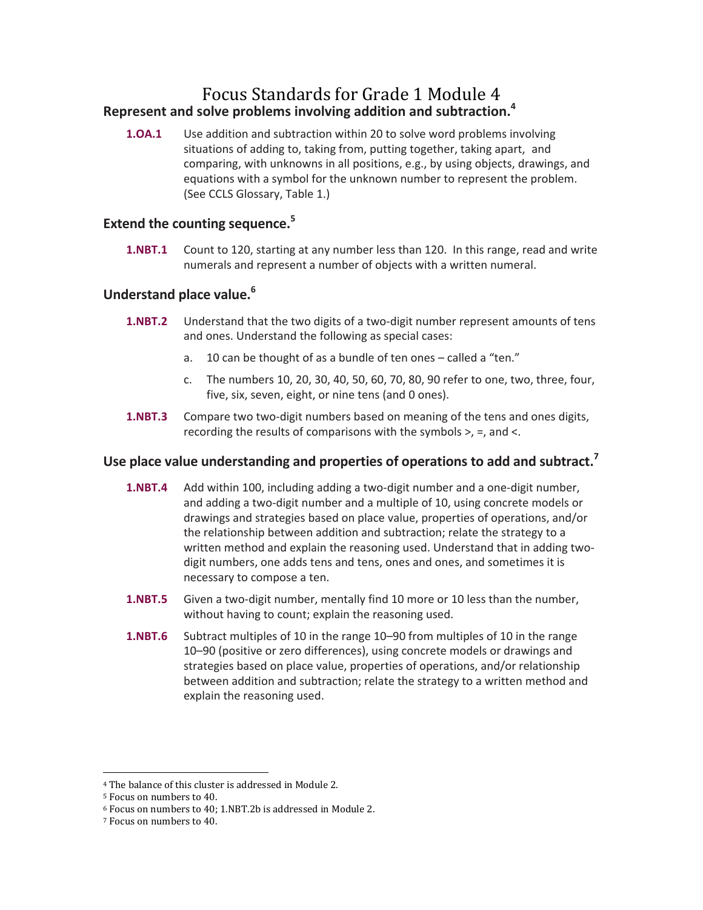# Focus Standards for Grade 1 Module 4

## Represent and solve problems involving addition and subtraction.[4]

**1.OA.1** Use addition and subtraction within 20 to solve word problems involving situations of adding to, taking from, putting together, taking apart, and comparing, with unknowns in all positions, e.g., by using objects, drawings, and equations with a symbol for the unknown number to represent the problem. (See CCLS Glossary, Table 1.)

## Extend the counting sequence.[5]

**1.NBT.1** Count to 120, starting at any number less than 120. In this range, read and write numerals and represent a number of objects with a written numeral.

## Understand place value.[6]

**1.NBT.2** Understand that the two digits of a two-digit number represent amounts of tens and ones. Understand the following as special cases:

a. 10 can be thought of as a bundle of ten ones – called a "ten."

c. The numbers 10, 20, 30, 40, 50, 60, 70, 80, 90 refer to one, two, three, four, five, six, seven, eight, or nine tens (and 0 ones).

**1.NBT.3** Compare two two-digit numbers based on meaning of the tens and ones digits, recording the results of comparisons with the symbols >, =, and <.

## Use place value understanding and properties of operations to add and subtract.[7]

**1.NBT.4** Add within 100, including adding a two-digit number and a one-digit number, and adding a two-digit number and a multiple of 10, using concrete models or drawings and strategies based on place value, properties of operations, and/or the relationship between addition and subtraction; relate the strategy to a written method and explain the reasoning used. Understand that in adding two-digit numbers, one adds tens and tens, ones and ones, and sometimes it is necessary to compose a ten.

**1.NBT.5** Given a two-digit number, mentally find 10 more or 10 less than the number, without having to count; explain the reasoning used.

**1.NBT.6** Subtract multiples of 10 in the range 10–90 from multiples of 10 in the range 10–90 (positive or zero differences), using concrete models or drawings and strategies based on place value, properties of operations, and/or relationship between addition and subtraction; relate the strategy to a written method and explain the reasoning used.

---

[4] The balance of this cluster is addressed in Module 2.

[5] Focus on numbers to 40.

[6] Focus on numbers to 40; 1.NBT.2b is addressed in Module 2.

[7] Focus on numbers to 40.